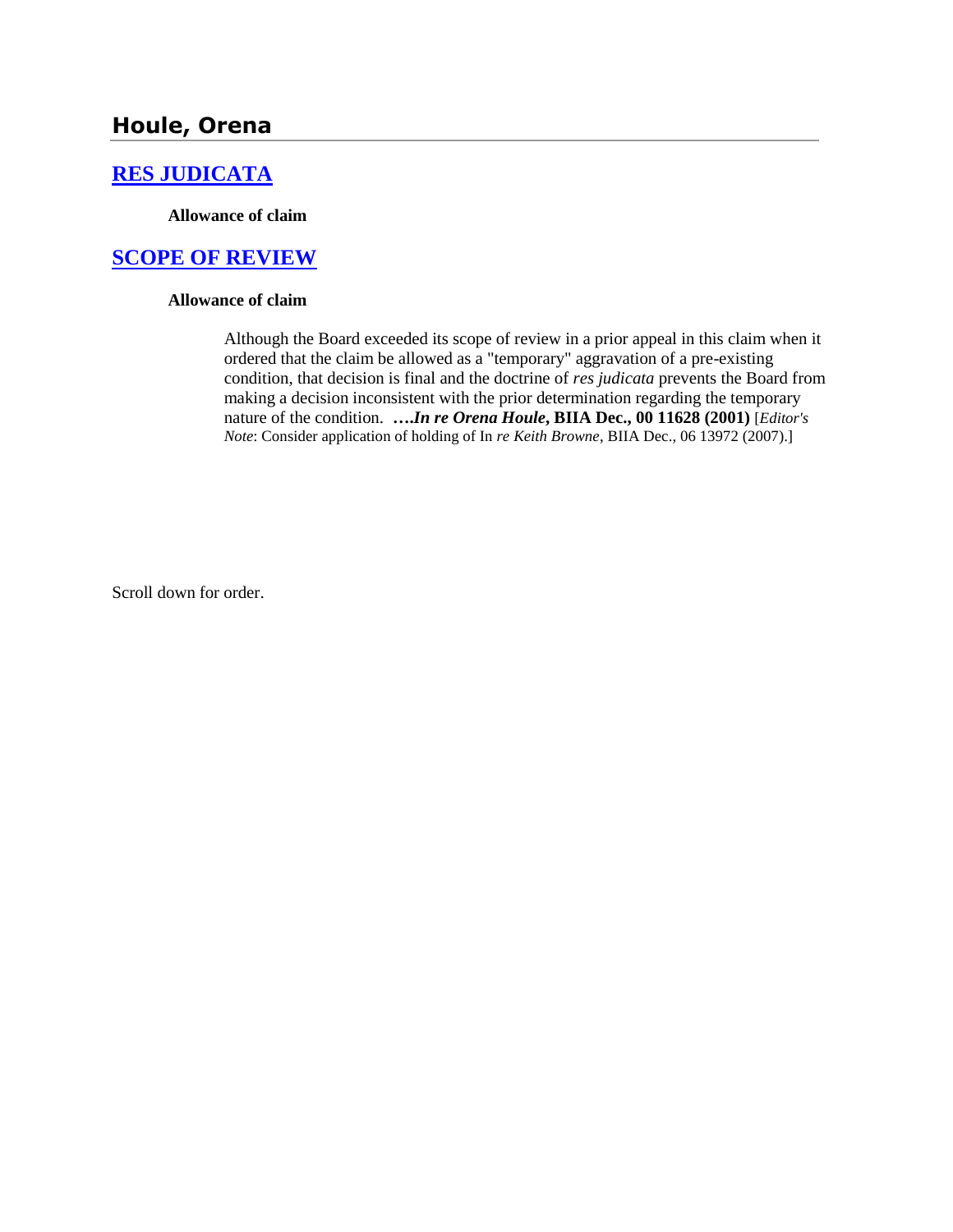# Houle, Orena

## [RES JUDICATA](http://www.biia.wa.gov/SDSubjectIndex.html#RES_JUDICATA)

**Allowance of claim**

## [SCOPE OF REVIEW](http://www.biia.wa.gov/SDSubjectIndex.html#SCOPE_OF_REVIEW)

**Allowance of claim**

> Although the Board exceeded its scope of review in a prior appeal in this claim when it ordered that the claim be allowed as a "temporary" aggravation of a pre-existing condition, that decision is final and the doctrine of *res judicata* prevents the Board from making a decision inconsistent with the prior determination regarding the temporary nature of the condition. ***….In re Orena Houle*, BIIA Dec., 00 11628 (2001)** [*Editor's Note*: Consider application of holding of In *re Keith Browne*, BIIA Dec., 06 13972 (2007).]

Scroll down for order.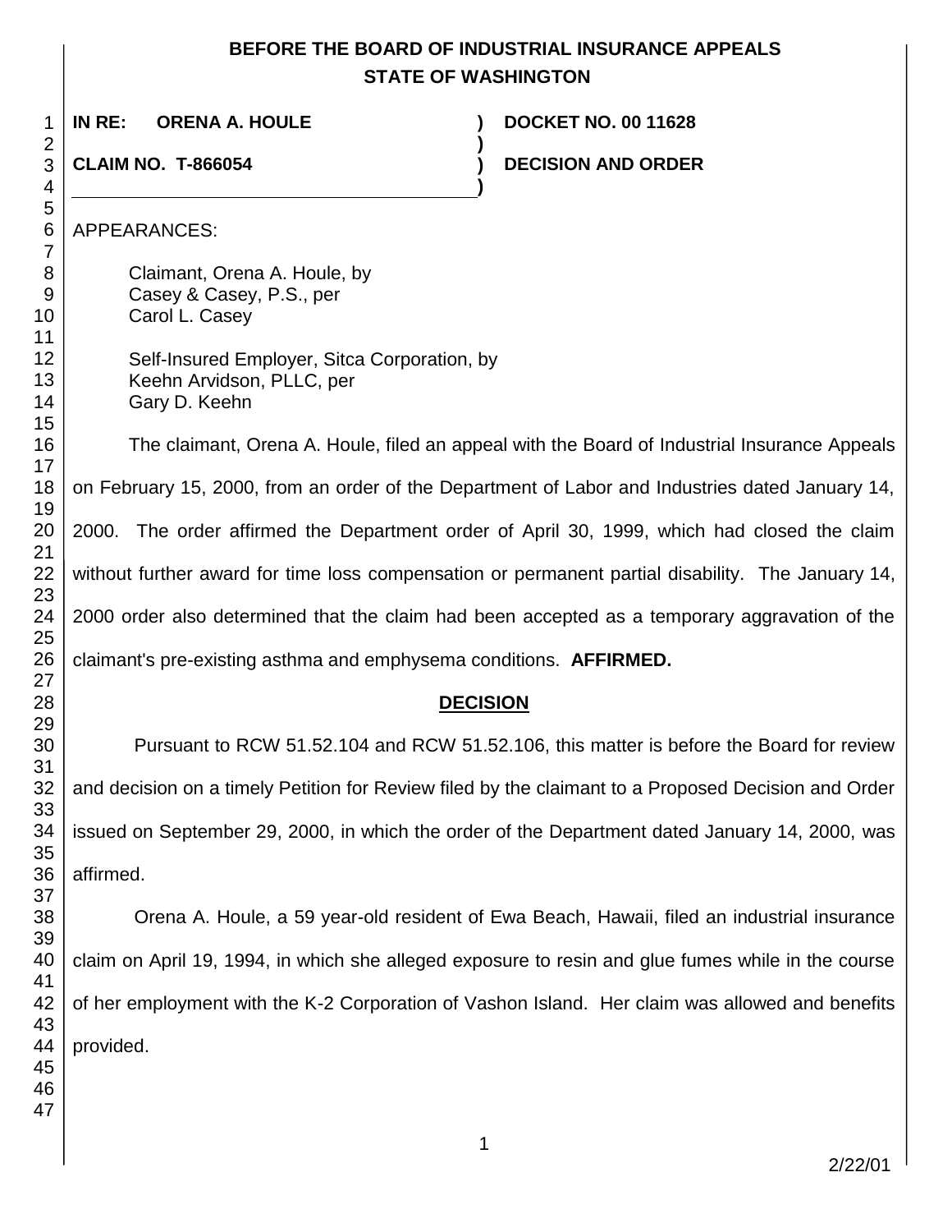**BEFORE THE BOARD OF INDUSTRIAL INSURANCE APPEALS**
**STATE OF WASHINGTON**

| | | |
|---|---|---|
| **IN RE: ORENA A. HOULE** | **)** | **DOCKET NO. 00 11628** |
| | **)** | |
| **CLAIM NO. T-866054** | **)** | **DECISION AND ORDER** |
| | **)** | |

APPEARANCES:

Claimant, Orena A. Houle, by
Casey & Casey, P.S., per
Carol L. Casey

Self-Insured Employer, Sitca Corporation, by
Keehn Arvidson, PLLC, per
Gary D. Keehn

The claimant, Orena A. Houle, filed an appeal with the Board of Industrial Insurance Appeals on February 15, 2000, from an order of the Department of Labor and Industries dated January 14, 2000. The order affirmed the Department order of April 30, 1999, which had closed the claim without further award for time loss compensation or permanent partial disability. The January 14, 2000 order also determined that the claim had been accepted as a temporary aggravation of the claimant's pre-existing asthma and emphysema conditions. **AFFIRMED.**

**DECISION**

Pursuant to RCW 51.52.104 and RCW 51.52.106, this matter is before the Board for review and decision on a timely Petition for Review filed by the claimant to a Proposed Decision and Order issued on September 29, 2000, in which the order of the Department dated January 14, 2000, was affirmed.

Orena A. Houle, a 59 year-old resident of Ewa Beach, Hawaii, filed an industrial insurance claim on April 19, 1994, in which she alleged exposure to resin and glue fumes while in the course of her employment with the K-2 Corporation of Vashon Island. Her claim was allowed and benefits provided.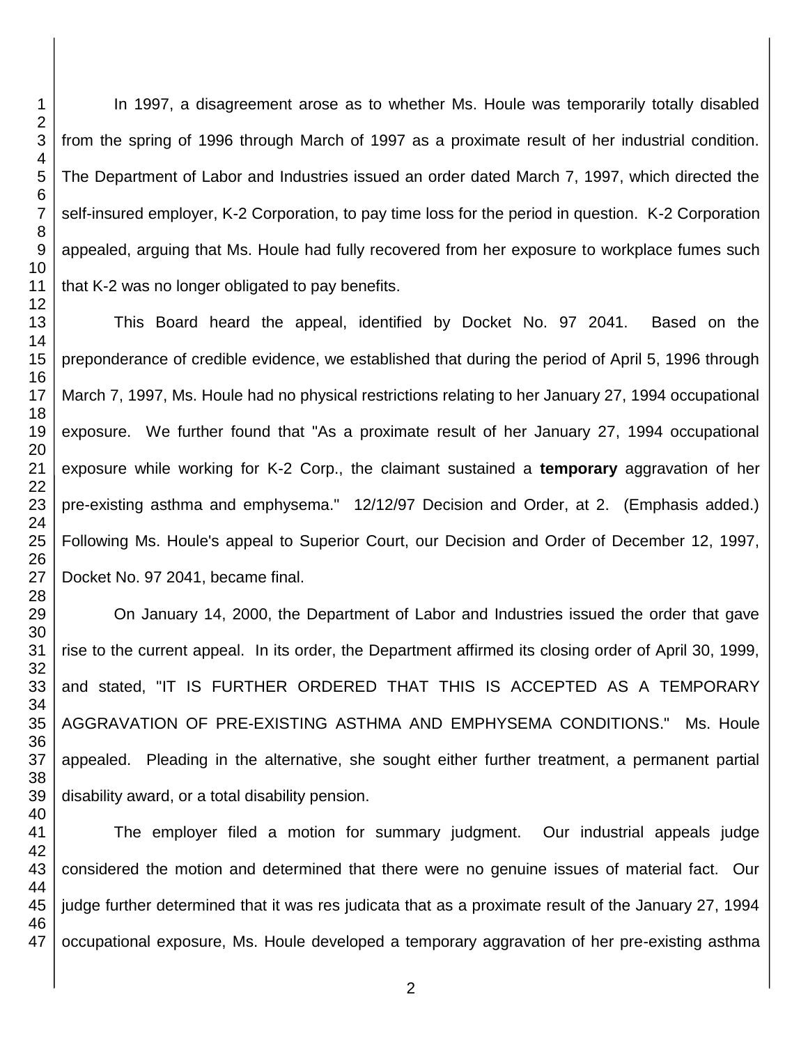In 1997, a disagreement arose as to whether Ms. Houle was temporarily totally disabled from the spring of 1996 through March of 1997 as a proximate result of her industrial condition. The Department of Labor and Industries issued an order dated March 7, 1997, which directed the self-insured employer, K-2 Corporation, to pay time loss for the period in question. K-2 Corporation appealed, arguing that Ms. Houle had fully recovered from her exposure to workplace fumes such that K-2 was no longer obligated to pay benefits.

This Board heard the appeal, identified by Docket No. 97 2041. Based on the preponderance of credible evidence, we established that during the period of April 5, 1996 through March 7, 1997, Ms. Houle had no physical restrictions relating to her January 27, 1994 occupational exposure. We further found that "As a proximate result of her January 27, 1994 occupational exposure while working for K-2 Corp., the claimant sustained a **temporary** aggravation of her pre-existing asthma and emphysema." 12/12/97 Decision and Order, at 2. (Emphasis added.) Following Ms. Houle's appeal to Superior Court, our Decision and Order of December 12, 1997, Docket No. 97 2041, became final.

On January 14, 2000, the Department of Labor and Industries issued the order that gave rise to the current appeal. In its order, the Department affirmed its closing order of April 30, 1999, and stated, "IT IS FURTHER ORDERED THAT THIS IS ACCEPTED AS A TEMPORARY AGGRAVATION OF PRE-EXISTING ASTHMA AND EMPHYSEMA CONDITIONS." Ms. Houle appealed. Pleading in the alternative, she sought either further treatment, a permanent partial disability award, or a total disability pension.

The employer filed a motion for summary judgment. Our industrial appeals judge considered the motion and determined that there were no genuine issues of material fact. Our judge further determined that it was res judicata that as a proximate result of the January 27, 1994 occupational exposure, Ms. Houle developed a temporary aggravation of her pre-existing asthma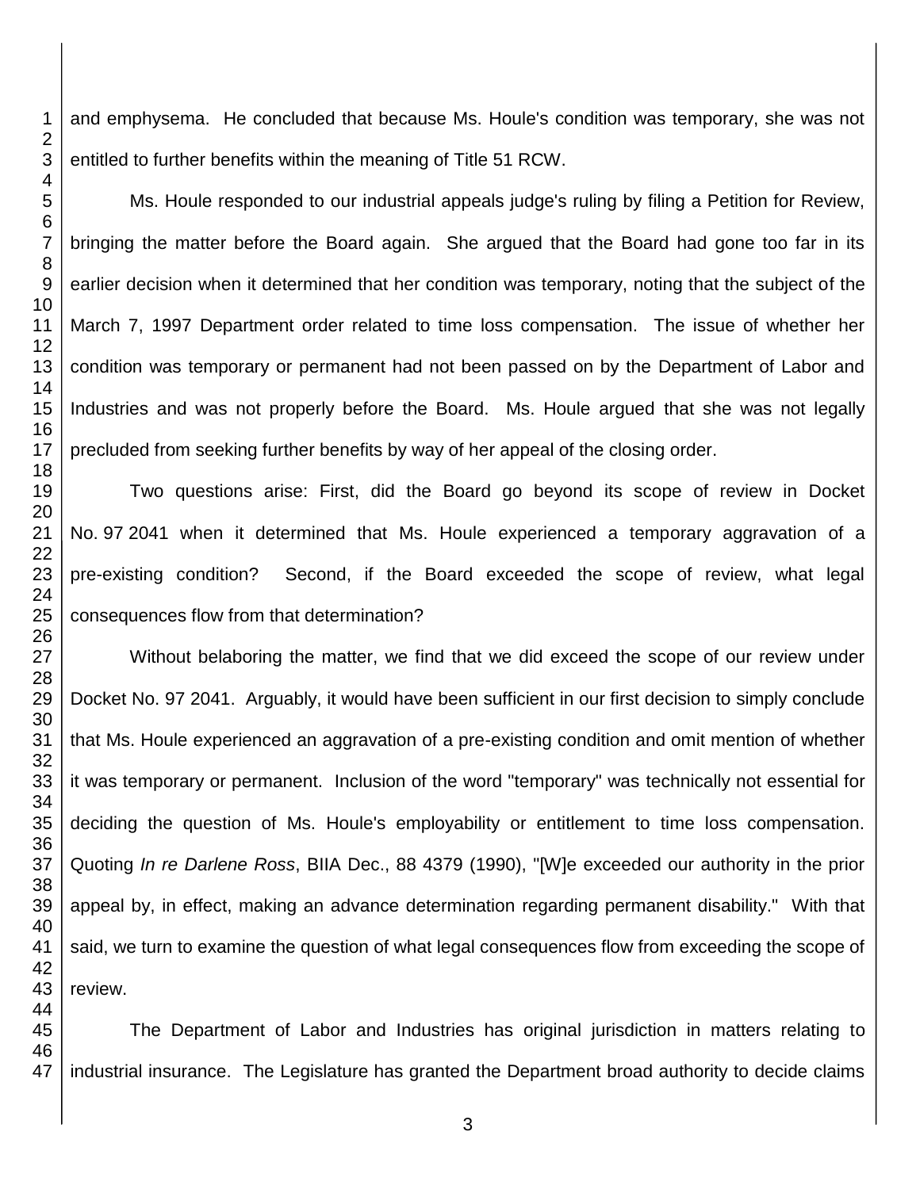and emphysema. He concluded that because Ms. Houle's condition was temporary, she was not entitled to further benefits within the meaning of Title 51 RCW.

Ms. Houle responded to our industrial appeals judge's ruling by filing a Petition for Review, bringing the matter before the Board again. She argued that the Board had gone too far in its earlier decision when it determined that her condition was temporary, noting that the subject of the March 7, 1997 Department order related to time loss compensation. The issue of whether her condition was temporary or permanent had not been passed on by the Department of Labor and Industries and was not properly before the Board. Ms. Houle argued that she was not legally precluded from seeking further benefits by way of her appeal of the closing order.

Two questions arise: First, did the Board go beyond its scope of review in Docket No. 97 2041 when it determined that Ms. Houle experienced a temporary aggravation of a pre-existing condition? Second, if the Board exceeded the scope of review, what legal consequences flow from that determination?

Without belaboring the matter, we find that we did exceed the scope of our review under Docket No. 97 2041. Arguably, it would have been sufficient in our first decision to simply conclude that Ms. Houle experienced an aggravation of a pre-existing condition and omit mention of whether it was temporary or permanent. Inclusion of the word "temporary" was technically not essential for deciding the question of Ms. Houle's employability or entitlement to time loss compensation. Quoting *In re Darlene Ross*, BIIA Dec., 88 4379 (1990), "[W]e exceeded our authority in the prior appeal by, in effect, making an advance determination regarding permanent disability." With that said, we turn to examine the question of what legal consequences flow from exceeding the scope of review.

The Department of Labor and Industries has original jurisdiction in matters relating to industrial insurance. The Legislature has granted the Department broad authority to decide claims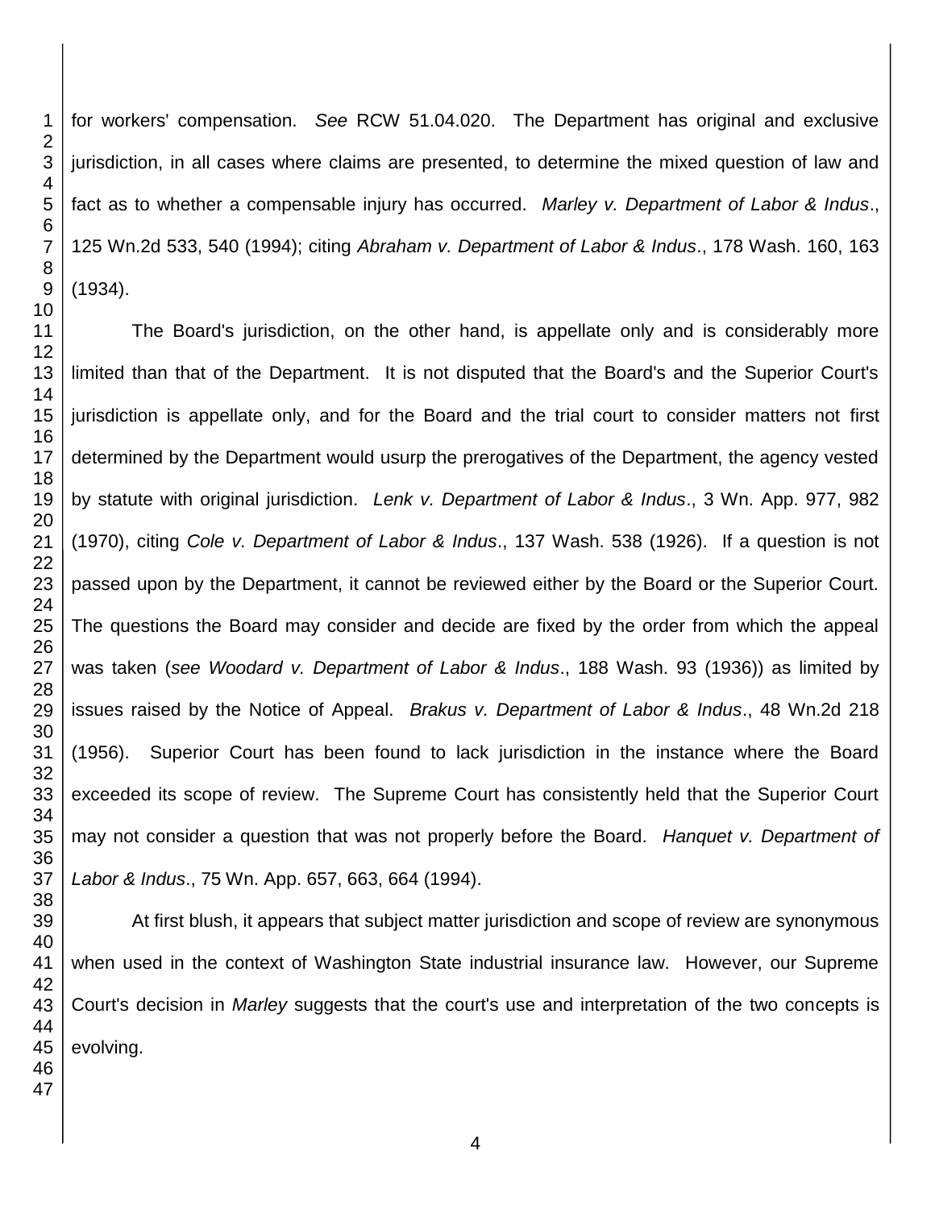for workers' compensation. *See* RCW 51.04.020. The Department has original and exclusive jurisdiction, in all cases where claims are presented, to determine the mixed question of law and fact as to whether a compensable injury has occurred. *Marley v. Department of Labor & Indus*., 125 Wn.2d 533, 540 (1994); citing *Abraham v. Department of Labor & Indus*., 178 Wash. 160, 163 (1934).

The Board's jurisdiction, on the other hand, is appellate only and is considerably more limited than that of the Department. It is not disputed that the Board's and the Superior Court's jurisdiction is appellate only, and for the Board and the trial court to consider matters not first determined by the Department would usurp the prerogatives of the Department, the agency vested by statute with original jurisdiction. *Lenk v. Department of Labor & Indus*., 3 Wn. App. 977, 982 (1970), citing *Cole v. Department of Labor & Indus*., 137 Wash. 538 (1926). If a question is not passed upon by the Department, it cannot be reviewed either by the Board or the Superior Court. The questions the Board may consider and decide are fixed by the order from which the appeal was taken (*see Woodard v. Department of Labor & Indus*., 188 Wash. 93 (1936)) as limited by issues raised by the Notice of Appeal. *Brakus v. Department of Labor & Indus*., 48 Wn.2d 218 (1956). Superior Court has been found to lack jurisdiction in the instance where the Board exceeded its scope of review. The Supreme Court has consistently held that the Superior Court may not consider a question that was not properly before the Board. *Hanquet v. Department of Labor & Indus*., 75 Wn. App. 657, 663, 664 (1994).

At first blush, it appears that subject matter jurisdiction and scope of review are synonymous when used in the context of Washington State industrial insurance law. However, our Supreme Court's decision in *Marley* suggests that the court's use and interpretation of the two concepts is evolving.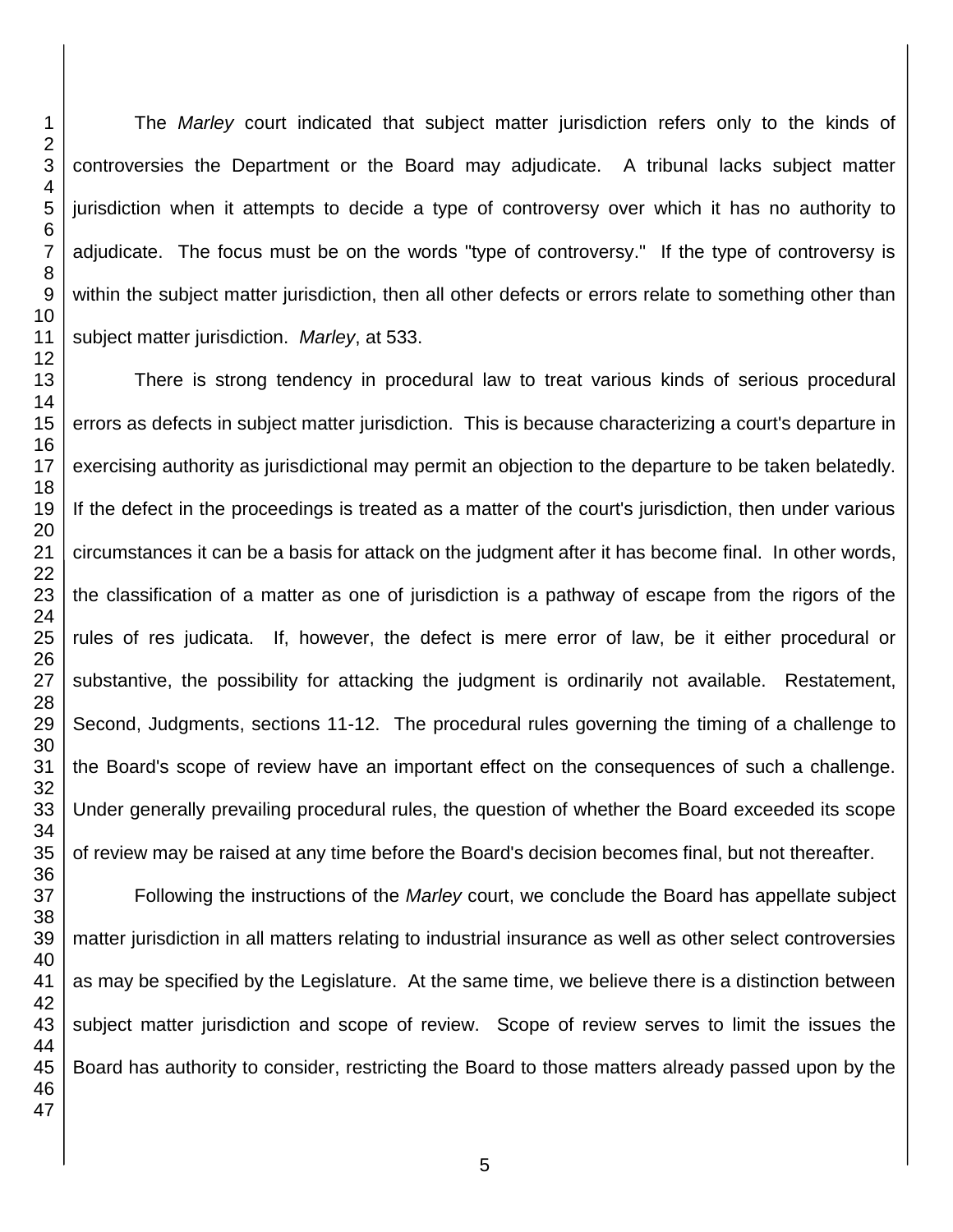The *Marley* court indicated that subject matter jurisdiction refers only to the kinds of controversies the Department or the Board may adjudicate. A tribunal lacks subject matter jurisdiction when it attempts to decide a type of controversy over which it has no authority to adjudicate. The focus must be on the words "type of controversy." If the type of controversy is within the subject matter jurisdiction, then all other defects or errors relate to something other than subject matter jurisdiction. *Marley*, at 533.

There is strong tendency in procedural law to treat various kinds of serious procedural errors as defects in subject matter jurisdiction. This is because characterizing a court's departure in exercising authority as jurisdictional may permit an objection to the departure to be taken belatedly. If the defect in the proceedings is treated as a matter of the court's jurisdiction, then under various circumstances it can be a basis for attack on the judgment after it has become final. In other words, the classification of a matter as one of jurisdiction is a pathway of escape from the rigors of the rules of res judicata. If, however, the defect is mere error of law, be it either procedural or substantive, the possibility for attacking the judgment is ordinarily not available. Restatement, Second, Judgments, sections 11-12. The procedural rules governing the timing of a challenge to the Board's scope of review have an important effect on the consequences of such a challenge. Under generally prevailing procedural rules, the question of whether the Board exceeded its scope of review may be raised at any time before the Board's decision becomes final, but not thereafter.

Following the instructions of the *Marley* court, we conclude the Board has appellate subject matter jurisdiction in all matters relating to industrial insurance as well as other select controversies as may be specified by the Legislature. At the same time, we believe there is a distinction between subject matter jurisdiction and scope of review. Scope of review serves to limit the issues the Board has authority to consider, restricting the Board to those matters already passed upon by the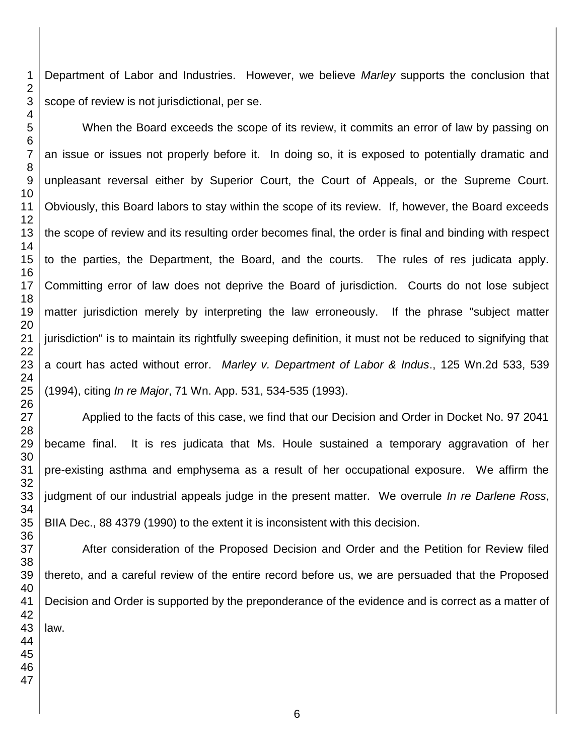Department of Labor and Industries. However, we believe *Marley* supports the conclusion that scope of review is not jurisdictional, per se.

When the Board exceeds the scope of its review, it commits an error of law by passing on an issue or issues not properly before it. In doing so, it is exposed to potentially dramatic and unpleasant reversal either by Superior Court, the Court of Appeals, or the Supreme Court. Obviously, this Board labors to stay within the scope of its review. If, however, the Board exceeds the scope of review and its resulting order becomes final, the order is final and binding with respect to the parties, the Department, the Board, and the courts. The rules of res judicata apply. Committing error of law does not deprive the Board of jurisdiction. Courts do not lose subject matter jurisdiction merely by interpreting the law erroneously. If the phrase "subject matter jurisdiction" is to maintain its rightfully sweeping definition, it must not be reduced to signifying that a court has acted without error. *Marley v. Department of Labor & Indus*., 125 Wn.2d 533, 539 (1994), citing *In re Major*, 71 Wn. App. 531, 534-535 (1993).

Applied to the facts of this case, we find that our Decision and Order in Docket No. 97 2041 became final. It is res judicata that Ms. Houle sustained a temporary aggravation of her pre-existing asthma and emphysema as a result of her occupational exposure. We affirm the judgment of our industrial appeals judge in the present matter. We overrule *In re Darlene Ross*, BIIA Dec., 88 4379 (1990) to the extent it is inconsistent with this decision.

After consideration of the Proposed Decision and Order and the Petition for Review filed thereto, and a careful review of the entire record before us, we are persuaded that the Proposed Decision and Order is supported by the preponderance of the evidence and is correct as a matter of law.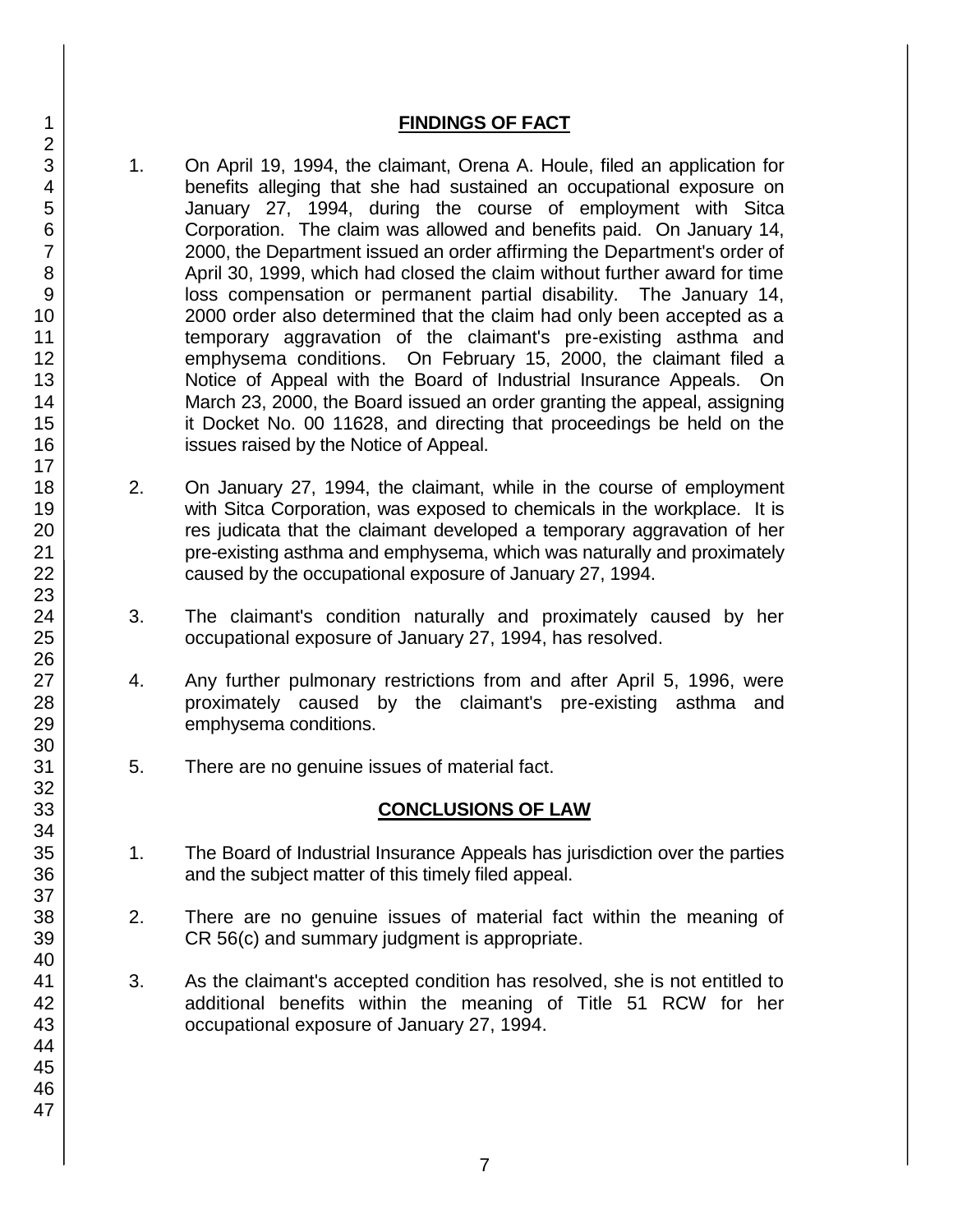## FINDINGS OF FACT

1. On April 19, 1994, the claimant, Orena A. Houle, filed an application for benefits alleging that she had sustained an occupational exposure on January 27, 1994, during the course of employment with Sitca Corporation. The claim was allowed and benefits paid. On January 14, 2000, the Department issued an order affirming the Department's order of April 30, 1999, which had closed the claim without further award for time loss compensation or permanent partial disability. The January 14, 2000 order also determined that the claim had only been accepted as a temporary aggravation of the claimant's pre-existing asthma and emphysema conditions. On February 15, 2000, the claimant filed a Notice of Appeal with the Board of Industrial Insurance Appeals. On March 23, 2000, the Board issued an order granting the appeal, assigning it Docket No. 00 11628, and directing that proceedings be held on the issues raised by the Notice of Appeal.

2. On January 27, 1994, the claimant, while in the course of employment with Sitca Corporation, was exposed to chemicals in the workplace. It is res judicata that the claimant developed a temporary aggravation of her pre-existing asthma and emphysema, which was naturally and proximately caused by the occupational exposure of January 27, 1994.

3. The claimant's condition naturally and proximately caused by her occupational exposure of January 27, 1994, has resolved.

4. Any further pulmonary restrictions from and after April 5, 1996, were proximately caused by the claimant's pre-existing asthma and emphysema conditions.

5. There are no genuine issues of material fact.

## CONCLUSIONS OF LAW

1. The Board of Industrial Insurance Appeals has jurisdiction over the parties and the subject matter of this timely filed appeal.

2. There are no genuine issues of material fact within the meaning of CR 56(c) and summary judgment is appropriate.

3. As the claimant's accepted condition has resolved, she is not entitled to additional benefits within the meaning of Title 51 RCW for her occupational exposure of January 27, 1994.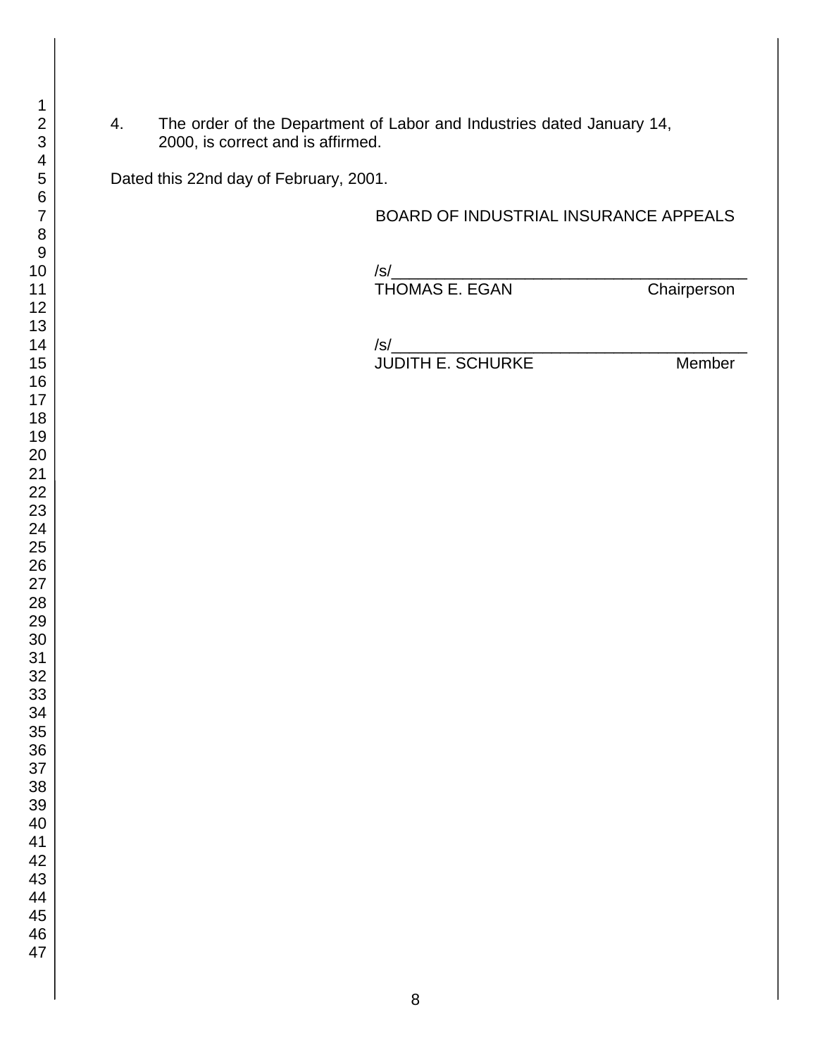4. The order of the Department of Labor and Industries dated January 14, 2000, is correct and is affirmed.

Dated this 22nd day of February, 2001.

BOARD OF INDUSTRIAL INSURANCE APPEALS

/s/_________________________________________
THOMAS E. EGAN Chairperson

/s/_________________________________________
JUDITH E. SCHURKE Member